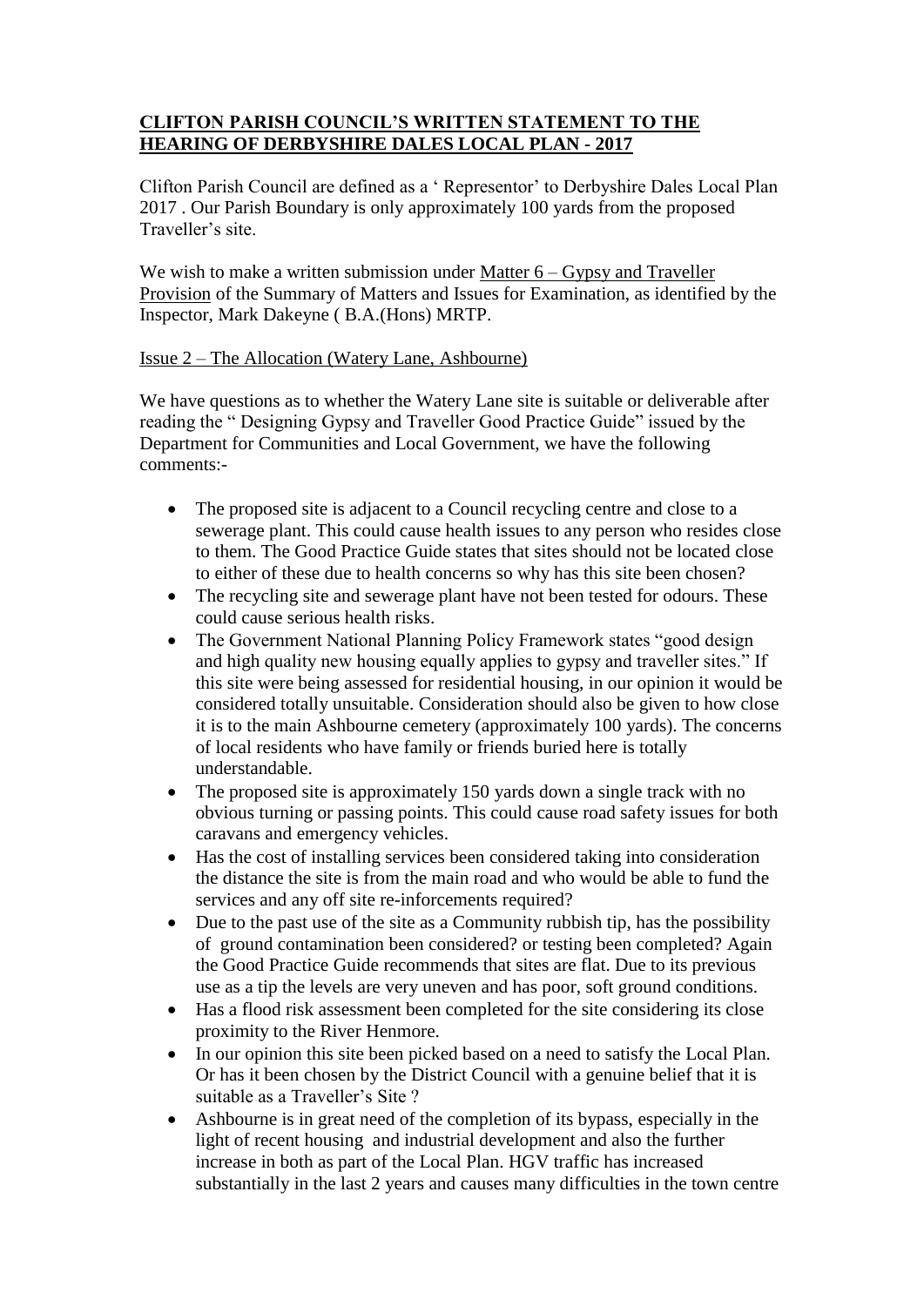**<u>CLIFTON PARISH COUNCIL'S WRITTEN STATEMENT TO THE HEARING OF DERBYSHIRE DALES LOCAL PLAN - 2017</u>**

Clifton Parish Council are defined as a ' Representor' to Derbyshire Dales Local Plan 2017 . Our Parish Boundary is only approximately 100 yards from the proposed Traveller's site.

We wish to make a written submission under <u>Matter 6 – Gypsy and Traveller Provision</u> of the Summary of Matters and Issues for Examination, as identified by the Inspector, Mark Dakeyne ( B.A.(Hons) MRTP.

<u>Issue 2 – The Allocation (Watery Lane, Ashbourne)</u>

We have questions as to whether the Watery Lane site is suitable or deliverable after reading the " Designing Gypsy and Traveller Good Practice Guide" issued by the Department for Communities and Local Government, we have the following comments:-

- The proposed site is adjacent to a Council recycling centre and close to a sewerage plant. This could cause health issues to any person who resides close to them. The Good Practice Guide states that sites should not be located close to either of these due to health concerns so why has this site been chosen?
- The recycling site and sewerage plant have not been tested for odours. These could cause serious health risks.
- The Government National Planning Policy Framework states "good design and high quality new housing equally applies to gypsy and traveller sites." If this site were being assessed for residential housing, in our opinion it would be considered totally unsuitable. Consideration should also be given to how close it is to the main Ashbourne cemetery (approximately 100 yards). The concerns of local residents who have family or friends buried here is totally understandable.
- The proposed site is approximately 150 yards down a single track with no obvious turning or passing points. This could cause road safety issues for both caravans and emergency vehicles.
- Has the cost of installing services been considered taking into consideration the distance the site is from the main road and who would be able to fund the services and any off site re-inforcements required?
- Due to the past use of the site as a Community rubbish tip, has the possibility of ground contamination been considered? or testing been completed? Again the Good Practice Guide recommends that sites are flat. Due to its previous use as a tip the levels are very uneven and has poor, soft ground conditions.
- Has a flood risk assessment been completed for the site considering its close proximity to the River Henmore.
- In our opinion this site been picked based on a need to satisfy the Local Plan. Or has it been chosen by the District Council with a genuine belief that it is suitable as a Traveller's Site ?
- Ashbourne is in great need of the completion of its bypass, especially in the light of recent housing and industrial development and also the further increase in both as part of the Local Plan. HGV traffic has increased substantially in the last 2 years and causes many difficulties in the town centre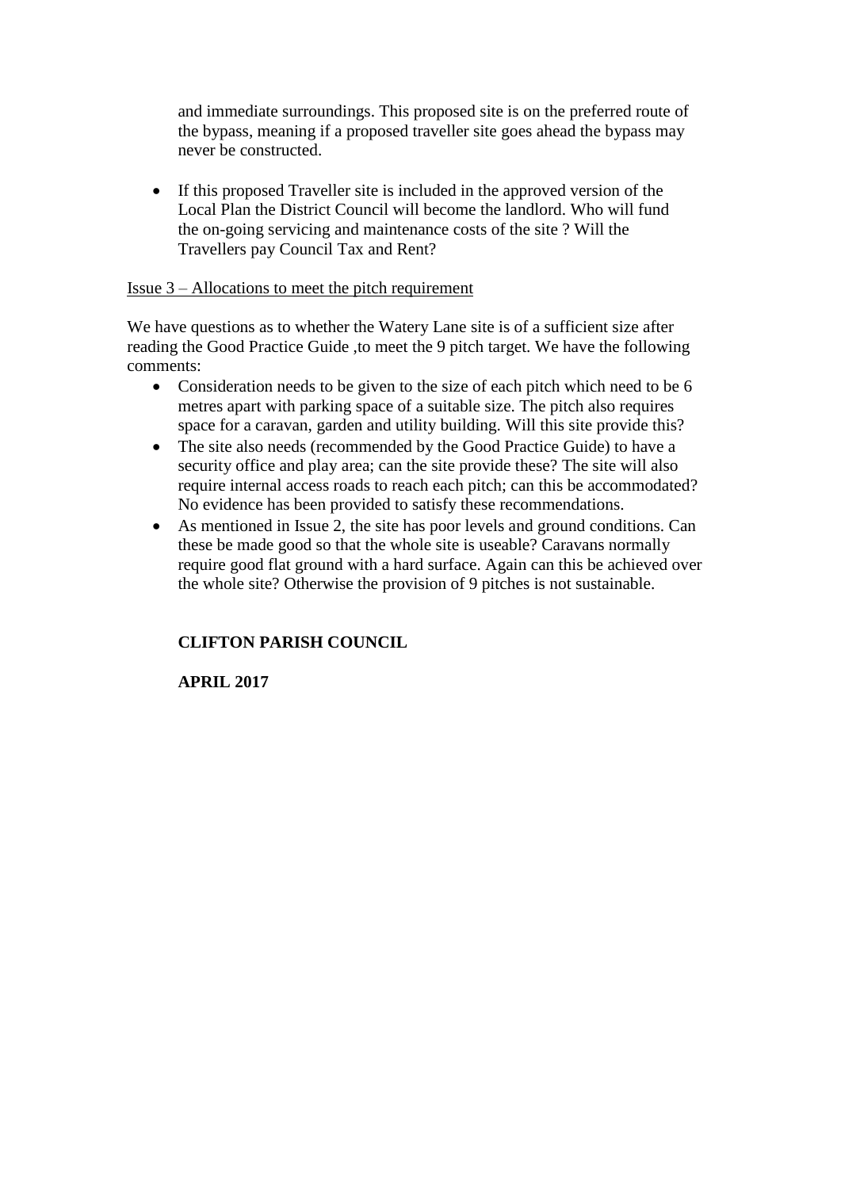and immediate surroundings. This proposed site is on the preferred route of the bypass, meaning if a proposed traveller site goes ahead the bypass may never be constructed.

- If this proposed Traveller site is included in the approved version of the Local Plan the District Council will become the landlord. Who will fund the on-going servicing and maintenance costs of the site ? Will the Travellers pay Council Tax and Rent?

<u>Issue 3 – Allocations to meet the pitch requirement</u>

We have questions as to whether the Watery Lane site is of a sufficient size after reading the Good Practice Guide ,to meet the 9 pitch target. We have the following comments:

- Consideration needs to be given to the size of each pitch which need to be 6 metres apart with parking space of a suitable size. The pitch also requires space for a caravan, garden and utility building. Will this site provide this?
- The site also needs (recommended by the Good Practice Guide) to have a security office and play area; can the site provide these? The site will also require internal access roads to reach each pitch; can this be accommodated? No evidence has been provided to satisfy these recommendations.
- As mentioned in Issue 2, the site has poor levels and ground conditions. Can these be made good so that the whole site is useable? Caravans normally require good flat ground with a hard surface. Again can this be achieved over the whole site? Otherwise the provision of 9 pitches is not sustainable.

**CLIFTON PARISH COUNCIL**

**APRIL 2017**